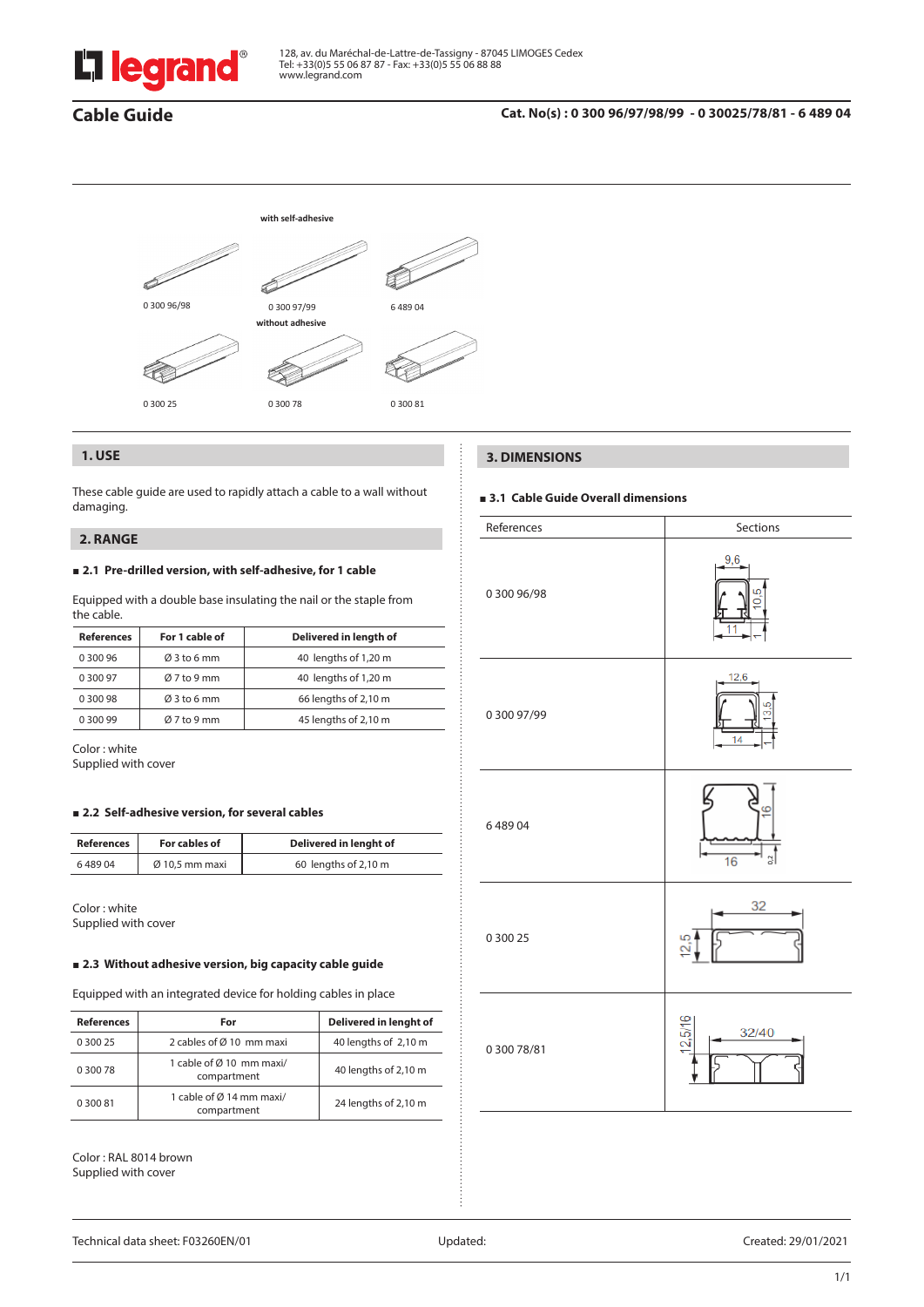128, av. du Maréchal-de-Lattre-de-Tassigny - 87045 LIMOGES Cedex
Tel: +33(0)5 55 06 87 87 - Fax: +33(0)5 55 06 88 88
www.legrand.com

# Cable Guide

**Cat. No(s) : 0 300 96/97/98/99 - 0 30025/78/81 - 6 489 04**

with self-adhesive

0 300 96/98 | 0 300 97/99 | 6 489 04

without adhesive

0 300 25 | 0 300 78 | 0 300 81

## 1. USE

These cable guide are used to rapidly attach a cable to a wall without damaging.

## 2. RANGE

### ■ 2.1 Pre-drilled version, with self-adhesive, for 1 cable

Equipped with a double base insulating the nail or the staple from the cable.

| References | For 1 cable of | Delivered in length of |
|---|---|---|
| 0 300 96 | Ø 3 to 6 mm | 40 lengths of 1,20 m |
| 0 300 97 | Ø 7 to 9 mm | 40 lengths of 1,20 m |
| 0 300 98 | Ø 3 to 6 mm | 66 lengths of 2,10 m |
| 0 300 99 | Ø 7 to 9 mm | 45 lengths of 2,10 m |

Color : white
Supplied with cover

### ■ 2.2 Self-adhesive version, for several cables

| References | For cables of | Delivered in lenght of |
|---|---|---|
| 6 489 04 | Ø 10,5 mm maxi | 60 lengths of 2,10 m |

Color : white
Supplied with cover

### ■ 2.3 Without adhesive version, big capacity cable guide

Equipped with an integrated device for holding cables in place

| References | For | Delivered in lenght of |
|---|---|---|
| 0 300 25 | 2 cables of Ø 10 mm maxi | 40 lengths of 2,10 m |
| 0 300 78 | 1 cable of Ø 10 mm maxi/ compartment | 40 lengths of 2,10 m |
| 0 300 81 | 1 cable of Ø 14 mm maxi/ compartment | 24 lengths of 2,10 m |

Color : RAL 8014 brown
Supplied with cover

## 3. DIMENSIONS

### ■ 3.1 Cable Guide Overall dimensions

| References | Sections |
|---|---|
| 0 300 96/98 | 9,6 / 10,5 / 11 / 1 |
| 0 300 97/99 | 12,6 / 13,5 / 14 / 1 |
| 6 489 04 | 16 / 16 / 0,2 |
| 0 300 25 | 32 / 12,5 |
| 0 300 78/81 | 32/40 / 12,5/16 |

Technical data sheet: F03260EN/01 | Updated: | Created: 29/01/2021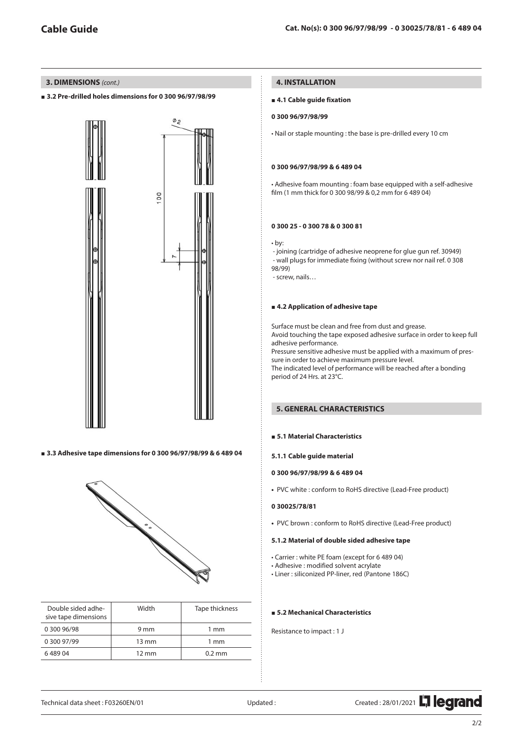## 3. DIMENSIONS *(cont.)*

■ **3.2 Pre-drilled holes dimensions for 0 300 96/97/98/99**

Ø2

100

7

■ **3.3 Adhesive tape dimensions for 0 300 96/97/98/99 & 6 489 04**

| Double sided adhesive tape dimensions | Width | Tape thickness |
|---|---|---|
| 0 300 96/98 | 9 mm | 1 mm |
| 0 300 97/99 | 13 mm | 1 mm |
| 6 489 04 | 12 mm | 0.2 mm |

## 4. INSTALLATION

■ **4.1 Cable guide fixation**

**0 300 96/97/98/99**

- Nail or staple mounting : the base is pre-drilled every 10 cm

**0 300 96/97/98/99 & 6 489 04**

- Adhesive foam mounting : foam base equipped with a self-adhesive film (1 mm thick for 0 300 98/99 & 0,2 mm for 6 489 04)

**0 300 25 - 0 300 78 & 0 300 81**

- by:
  - joining (cartridge of adhesive neoprene for glue gun ref. 30949)
  - wall plugs for immediate fixing (without screw nor nail ref. 0 308 98/99)
  - screw, nails…

■ **4.2 Application of adhesive tape**

Surface must be clean and free from dust and grease.
Avoid touching the tape exposed adhesive surface in order to keep full adhesive performance.
Pressure sensitive adhesive must be applied with a maximum of pressure in order to achieve maximum pressure level.
The indicated level of performance will be reached after a bonding period of 24 Hrs. at 23°C.

## 5. GENERAL CHARACTERISTICS

■ **5.1 Material Characteristics**

**5.1.1 Cable guide material**

**0 300 96/97/98/99 & 6 489 04**

- PVC white : conform to RoHS directive (Lead-Free product)

**0 30025/78/81**

- PVC brown : conform to RoHS directive (Lead-Free product)

**5.1.2 Material of double sided adhesive tape**

- Carrier : white PE foam (except for 6 489 04)
- Adhesive : modified solvent acrylate
- Liner : siliconized PP-liner, red (Pantone 186C)

■ **5.2 Mechanical Characteristics**

Resistance to impact : 1 J

Technical data sheet : F03260EN/01 Updated : Created : 28/01/2021